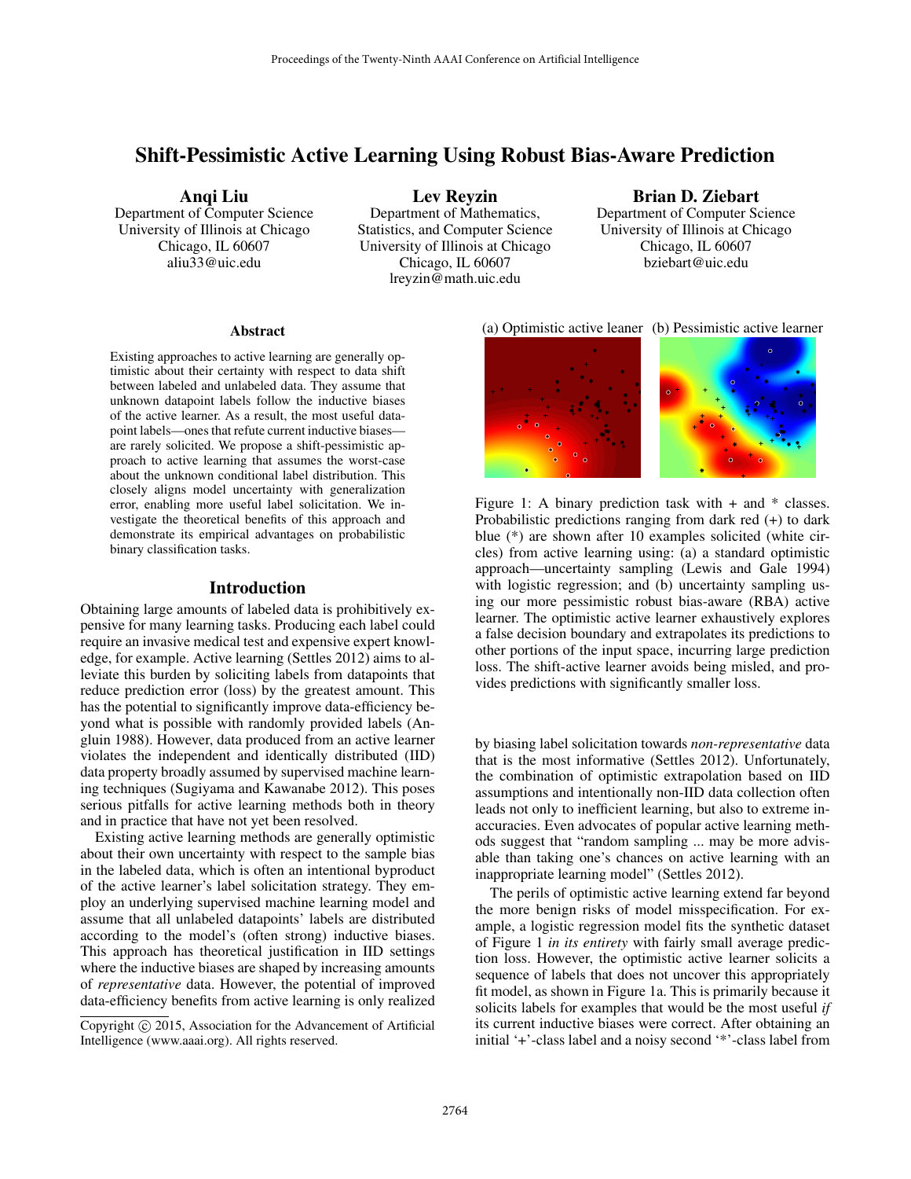# Shift-Pessimistic Active Learning Using Robust Bias-Aware Prediction

**Anqi Liu**
Department of Computer Science
University of Illinois at Chicago
Chicago, IL 60607
aliu33@uic.edu

**Lev Reyzin**
Department of Mathematics, Statistics, and Computer Science
University of Illinois at Chicago
Chicago, IL 60607
lreyzin@math.uic.edu

**Brian D. Ziebart**
Department of Computer Science
University of Illinois at Chicago
Chicago, IL 60607
bziebart@uic.edu

## Abstract

Existing approaches to active learning are generally optimistic about their certainty with respect to data shift between labeled and unlabeled data. They assume that unknown datapoint labels follow the inductive biases of the active learner. As a result, the most useful datapoint labels—ones that refute current inductive biases—are rarely solicited. We propose a shift-pessimistic approach to active learning that assumes the worst-case about the unknown conditional label distribution. This closely aligns model uncertainty with generalization error, enabling more useful label solicitation. We investigate the theoretical benefits of this approach and demonstrate its empirical advantages on probabilistic binary classification tasks.

## Introduction

Obtaining large amounts of labeled data is prohibitively expensive for many learning tasks. Producing each label could require an invasive medical test and expensive expert knowledge, for example. Active learning (Settles 2012) aims to alleviate this burden by soliciting labels from datapoints that reduce prediction error (loss) by the greatest amount. This has the potential to significantly improve data-efficiency beyond what is possible with randomly provided labels (Angluin 1988). However, data produced from an active learner violates the independent and identically distributed (IID) data property broadly assumed by supervised machine learning techniques (Sugiyama and Kawanabe 2012). This poses serious pitfalls for active learning methods both in theory and in practice that have not yet been resolved.

Existing active learning methods are generally optimistic about their own uncertainty with respect to the sample bias in the labeled data, which is often an intentional byproduct of the active learner's label solicitation strategy. They employ an underlying supervised machine learning model and assume that all unlabeled datapoints' labels are distributed according to the model's (often strong) inductive biases. This approach has theoretical justification in IID settings where the inductive biases are shaped by increasing amounts of *representative* data. However, the potential of improved data-efficiency benefits from active learning is only realized by biasing label solicitation towards *non-representative* data that is the most informative (Settles 2012). Unfortunately, the combination of optimistic extrapolation based on IID assumptions and intentionally non-IID data collection often leads not only to inefficient learning, but also to extreme inaccuracies. Even advocates of popular active learning methods suggest that "random sampling ... may be more advisable than taking one's chances on active learning with an inappropriate learning model" (Settles 2012).

(a) Optimistic active leaner (b) Pessimistic active learner

Figure 1: A binary prediction task with + and * classes. Probabilistic predictions ranging from dark red (+) to dark blue (*) are shown after 10 examples solicited (white circles) from active learning using: (a) a standard optimistic approach—uncertainty sampling (Lewis and Gale 1994) with logistic regression; and (b) uncertainty sampling using our more pessimistic robust bias-aware (RBA) active learner. The optimistic active learner exhaustively explores a false decision boundary and extrapolates its predictions to other portions of the input space, incurring large prediction loss. The shift-active learner avoids being misled, and provides predictions with significantly smaller loss.

The perils of optimistic active learning extend far beyond the more benign risks of model misspecification. For example, a logistic regression model fits the synthetic dataset of Figure 1 *in its entirety* with fairly small average prediction loss. However, the optimistic active learner solicits a sequence of labels that does not uncover this appropriately fit model, as shown in Figure 1a. This is primarily because it solicits labels for examples that would be the most useful *if* its current inductive biases were correct. After obtaining an initial '+'-class label and a noisy second '*'-class label from

Copyright © 2015, Association for the Advancement of Artificial Intelligence (www.aaai.org). All rights reserved.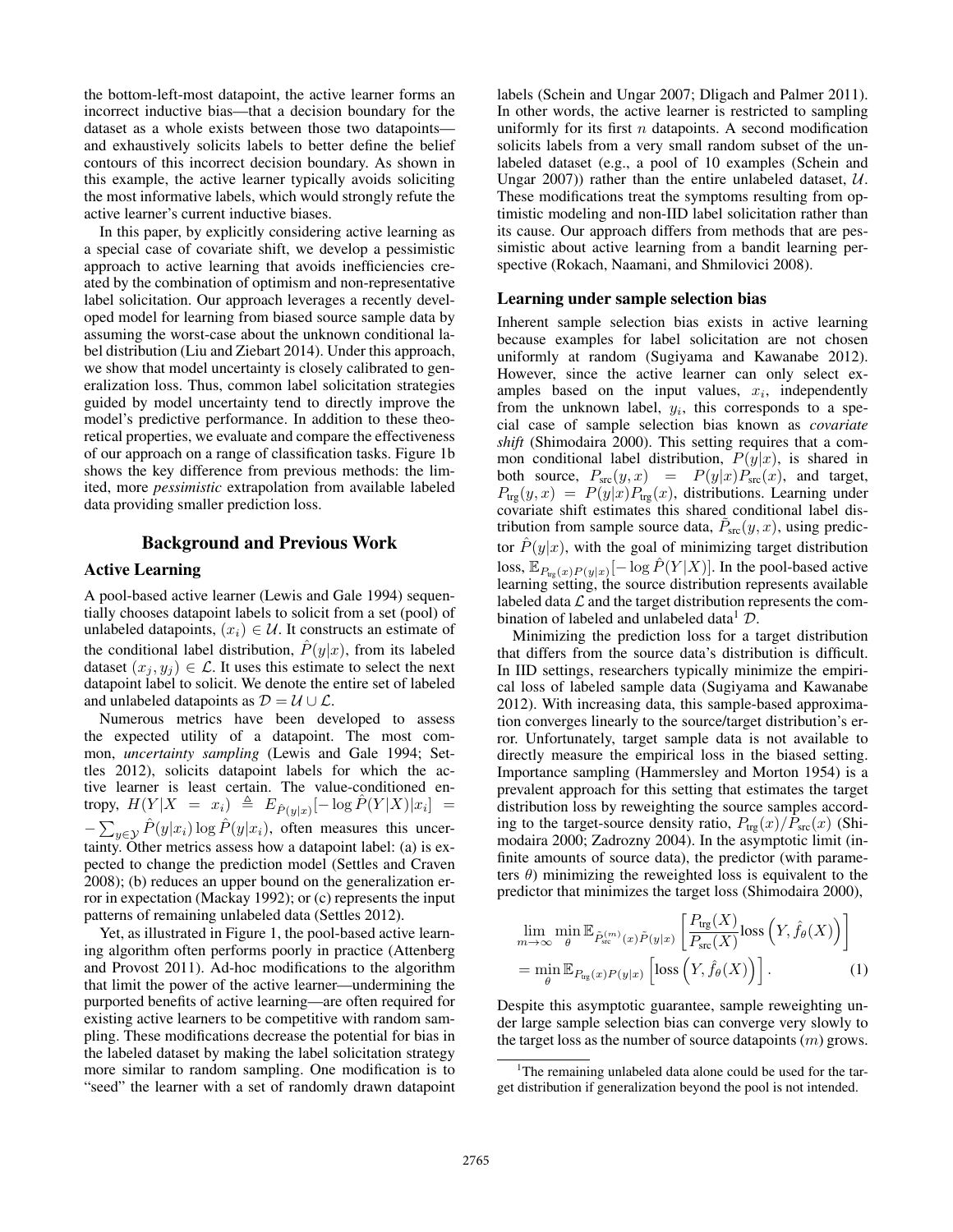the bottom-left-most datapoint, the active learner forms an incorrect inductive bias—that a decision boundary for the dataset as a whole exists between those two datapoints—and exhaustively solicits labels to better define the belief contours of this incorrect decision boundary. As shown in this example, the active learner typically avoids soliciting the most informative labels, which would strongly refute the active learner's current inductive biases.

In this paper, by explicitly considering active learning as a special case of covariate shift, we develop a pessimistic approach to active learning that avoids inefficiencies created by the combination of optimism and non-representative label solicitation. Our approach leverages a recently developed model for learning from biased source sample data by assuming the worst-case about the unknown conditional label distribution (Liu and Ziebart 2014). Under this approach, we show that model uncertainty is closely calibrated to generalization loss. Thus, common label solicitation strategies guided by model uncertainty tend to directly improve the model's predictive performance. In addition to these theoretical properties, we evaluate and compare the effectiveness of our approach on a range of classification tasks. Figure 1b shows the key difference from previous methods: the limited, more *pessimistic* extrapolation from available labeled data providing smaller prediction loss.

## Background and Previous Work

### Active Learning

A pool-based active learner (Lewis and Gale 1994) sequentially chooses datapoint labels to solicit from a set (pool) of unlabeled datapoints, $(x_i) \in \mathcal{U}$. It constructs an estimate of the conditional label distribution, $\hat{P}(y|x)$, from its labeled dataset $(x_j, y_j) \in \mathcal{L}$. It uses this estimate to select the next datapoint label to solicit. We denote the entire set of labeled and unlabeled datapoints as $\mathcal{D} = \mathcal{U} \cup \mathcal{L}$.

Numerous metrics have been developed to assess the expected utility of a datapoint. The most common, *uncertainty sampling* (Lewis and Gale 1994; Settles 2012), solicits datapoint labels for which the active learner is least certain. The value-conditioned entropy, $H(Y|X = x_i) \triangleq E_{\hat{P}(y|x)}[-\log \hat{P}(Y|X)|x_i] = -\sum_{y \in \mathcal{Y}} \hat{P}(y|x_i) \log \hat{P}(y|x_i)$, often measures this uncertainty. Other metrics assess how a datapoint label: (a) is expected to change the prediction model (Settles and Craven 2008); (b) reduces an upper bound on the generalization error in expectation (Mackay 1992); or (c) represents the input patterns of remaining unlabeled data (Settles 2012).

Yet, as illustrated in Figure 1, the pool-based active learning algorithm often performs poorly in practice (Attenberg and Provost 2011). Ad-hoc modifications to the algorithm that limit the power of the active learner—undermining the purported benefits of active learning—are often required for existing active learners to be competitive with random sampling. These modifications decrease the potential for bias in the labeled dataset by making the label solicitation strategy more similar to random sampling. One modification is to "seed" the learner with a set of randomly drawn datapoint labels (Schein and Ungar 2007; Dligach and Palmer 2011). In other words, the active learner is restricted to sampling uniformly for its first $n$ datapoints. A second modification solicits labels from a very small random subset of the unlabeled dataset (e.g., a pool of 10 examples (Schein and Ungar 2007)) rather than the entire unlabeled dataset, $\mathcal{U}$. These modifications treat the symptoms resulting from optimistic modeling and non-IID label solicitation rather than its cause. Our approach differs from methods that are pessimistic about active learning from a bandit learning perspective (Rokach, Naamani, and Shmilovici 2008).

### Learning under sample selection bias

Inherent sample selection bias exists in active learning because examples for label solicitation are not chosen uniformly at random (Sugiyama and Kawanabe 2012). However, since the active learner can only select examples based on the input values, $x_i$, independently from the unknown label, $y_i$, this corresponds to a special case of sample selection bias known as *covariate shift* (Shimodaira 2000). This setting requires that a common conditional label distribution, $P(y|x)$, is shared in both source, $P_{\text{src}}(y, x) = P(y|x)P_{\text{src}}(x)$, and target, $P_{\text{trg}}(y, x) = P(y|x)P_{\text{trg}}(x)$, distributions. Learning under covariate shift estimates this shared conditional label distribution from sample source data, $\tilde{P}_{\text{src}}(y, x)$, using predictor $\hat{P}(y|x)$, with the goal of minimizing target distribution loss, $\mathbb{E}_{P_{\text{trg}}(x)P(y|x)}[-\log \hat{P}(Y|X)]$. In the pool-based active learning setting, the source distribution represents available labeled data $\mathcal{L}$ and the target distribution represents the combination of labeled and unlabeled data[1] $\mathcal{D}$.

Minimizing the prediction loss for a target distribution that differs from the source data's distribution is difficult. In IID settings, researchers typically minimize the empirical loss of labeled sample data (Sugiyama and Kawanabe 2012). With increasing data, this sample-based approximation converges linearly to the source/target distribution's error. Unfortunately, target sample data is not available to directly measure the empirical loss in the biased setting. Importance sampling (Hammersley and Morton 1954) is a prevalent approach for this setting that estimates the target distribution loss by reweighting the source samples according to the target-source density ratio, $P_{\text{trg}}(x)/P_{\text{src}}(x)$ (Shimodaira 2000; Zadrozny 2004). In the asymptotic limit (infinite amounts of source data), the predictor (with parameters $\theta$) minimizing the reweighted loss is equivalent to the predictor that minimizes the target loss (Shimodaira 2000),

$$\lim_{m \to \infty} \min_{\theta} \mathbb{E}_{\tilde{P}^{(m)}_{\text{src}}(x)\tilde{P}(y|x)} \left[ \frac{P_{\text{trg}}(X)}{P_{\text{src}}(X)} \text{loss}\left(Y, \hat{f}_\theta(X)\right) \right]$$
$$= \min_{\theta} \mathbb{E}_{P_{\text{trg}}(x)P(y|x)} \left[ \text{loss}\left(Y, \hat{f}_\theta(X)\right) \right]. \quad (1)$$

Despite this asymptotic guarantee, sample reweighting under large sample selection bias can converge very slowly to the target loss as the number of source datapoints ($m$) grows.

[1] The remaining unlabeled data alone could be used for the target distribution if generalization beyond the pool is not intended.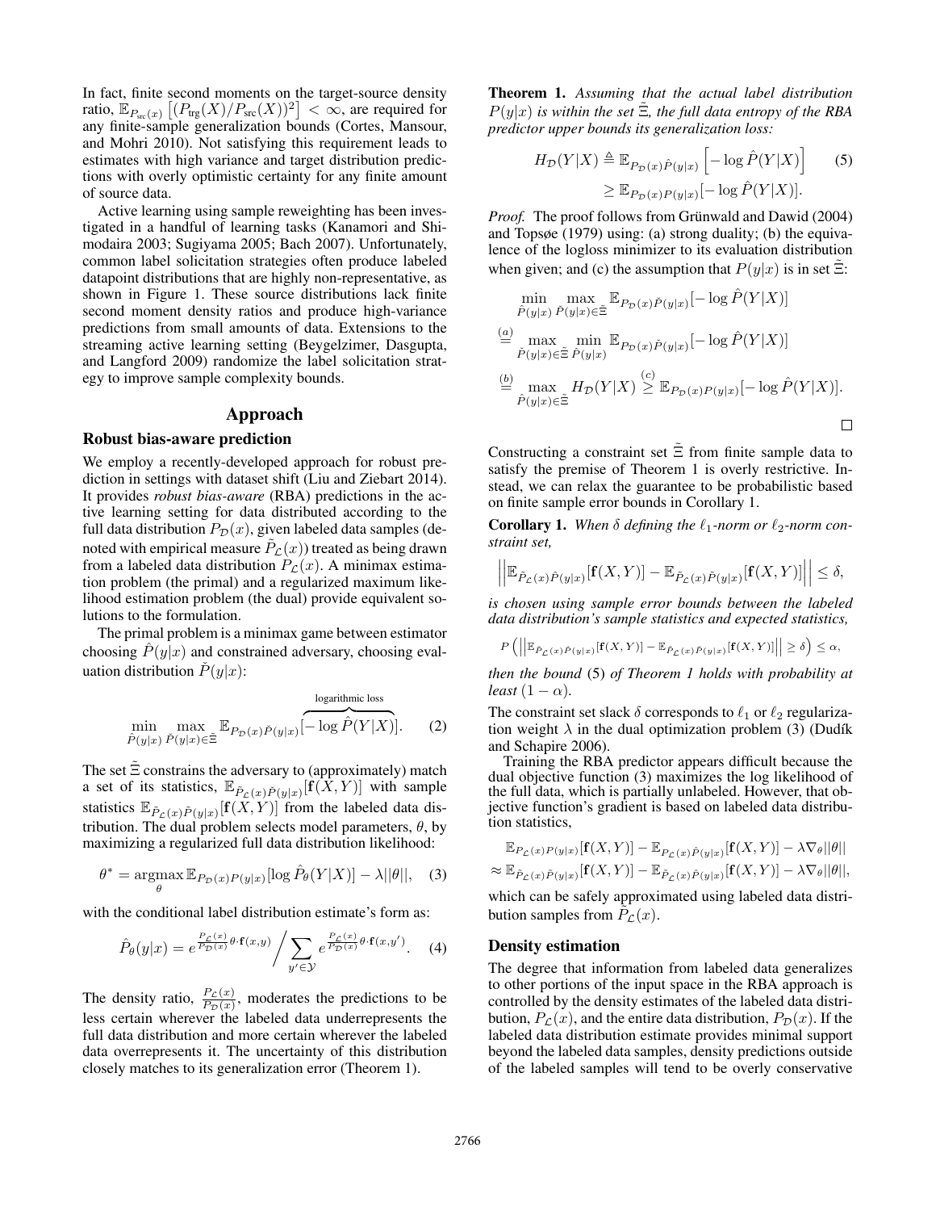In fact, finite second moments on the target-source density ratio, $\mathbb{E}_{P_{\text{src}}(x)}\left[(P_{\text{trg}}(X)/P_{\text{src}}(X))^2\right] < \infty$, are required for any finite-sample generalization bounds (Cortes, Mansour, and Mohri 2010). Not satisfying this requirement leads to estimates with high variance and target distribution predictions with overly optimistic certainty for any finite amount of source data.

Active learning using sample reweighting has been investigated in a handful of learning tasks (Kanamori and Shimodaira 2003; Sugiyama 2005; Bach 2007). Unfortunately, common label solicitation strategies often produce labeled datapoint distributions that are highly non-representative, as shown in Figure 1. These source distributions lack finite second moment density ratios and produce high-variance predictions from small amounts of data. Extensions to the streaming active learning setting (Beygelzimer, Dasgupta, and Langford 2009) randomize the label solicitation strategy to improve sample complexity bounds.

## Approach

### Robust bias-aware prediction

We employ a recently-developed approach for robust prediction in settings with dataset shift (Liu and Ziebart 2014). It provides *robust bias-aware* (RBA) predictions in the active learning setting for data distributed according to the full data distribution $P_{\mathcal{D}}(x)$, given labeled data samples (denoted with empirical measure $\tilde{P}_{\mathcal{L}}(x)$) treated as being drawn from a labeled data distribution $P_{\mathcal{L}}(x)$. A minimax estimation problem (the primal) and a regularized maximum likelihood estimation problem (the dual) provide equivalent solutions to the formulation.

The primal problem is a minimax game between estimator choosing $\hat{P}(y|x)$ and constrained adversary, choosing evaluation distribution $\check{P}(y|x)$:

$$\min_{\hat{P}(y|x)} \max_{\check{P}(y|x)\in\tilde{\Xi}} \mathbb{E}_{P_{\mathcal{D}}(x)\check{P}(y|x)} \overbrace{[-\log \hat{P}(Y|X)]}^{\text{logarithmic loss}}. \quad (2)$$

The set $\tilde{\Xi}$ constrains the adversary to (approximately) match a set of its statistics, $\mathbb{E}_{\tilde{P}_{\mathcal{L}}(x)\check{P}(y|x)}[\mathbf{f}(X,Y)]$ with sample statistics $\mathbb{E}_{\tilde{P}_{\mathcal{L}}(x)\tilde{P}(y|x)}[\mathbf{f}(X,Y)]$ from the labeled data distribution. The dual problem selects model parameters, $\theta$, by maximizing a regularized full data distribution likelihood:

$$\theta^* = \underset{\theta}{\operatorname{argmax}}\, \mathbb{E}_{P_{\mathcal{D}}(x)P(y|x)}[\log \hat{P}_\theta(Y|X)] - \lambda||\theta||, \quad (3)$$

with the conditional label distribution estimate's form as:

$$\hat{P}_\theta(y|x) = e^{\frac{P_{\mathcal{L}}(x)}{P_{\mathcal{D}}(x)}\theta\cdot\mathbf{f}(x,y)} \Big/ \sum_{y'\in\mathcal{Y}} e^{\frac{P_{\mathcal{L}}(x)}{P_{\mathcal{D}}(x)}\theta\cdot\mathbf{f}(x,y')}. \quad (4)$$

The density ratio, $\frac{P_{\mathcal{L}}(x)}{P_{\mathcal{D}}(x)}$, moderates the predictions to be less certain wherever the labeled data underrepresents the full data distribution and more certain wherever the labeled data overrepresents it. The uncertainty of this distribution closely matches to its generalization error (Theorem 1).

**Theorem 1.** *Assuming that the actual label distribution $P(y|x)$ is within the set $\tilde{\Xi}$, the full data entropy of the RBA predictor upper bounds its generalization loss:*

$$\begin{aligned} H_{\mathcal{D}}(Y|X) &\triangleq \mathbb{E}_{P_{\mathcal{D}}(x)\hat{P}(y|x)}\left[-\log \hat{P}(Y|X)\right] \quad (5)\\ &\geq \mathbb{E}_{P_{\mathcal{D}}(x)P(y|x)}[-\log \hat{P}(Y|X)]. \end{aligned}$$

*Proof.* The proof follows from Grünwald and Dawid (2004) and Topsøe (1979) using: (a) strong duality; (b) the equivalence of the logloss minimizer to its evaluation distribution when given; and (c) the assumption that $P(y|x)$ is in set $\tilde{\Xi}$:

$$\begin{aligned} &\min_{\hat{P}(y|x)} \max_{\check{P}(y|x)\in\tilde{\Xi}} \mathbb{E}_{P_{\mathcal{D}}(x)\check{P}(y|x)}[-\log \hat{P}(Y|X)] \\ &\overset{(a)}{=} \max_{\check{P}(y|x)\in\tilde{\Xi}} \min_{\hat{P}(y|x)} \mathbb{E}_{P_{\mathcal{D}}(x)\check{P}(y|x)}[-\log \hat{P}(Y|X)] \\ &\overset{(b)}{=} \max_{\hat{P}(y|x)\in\tilde{\Xi}} H_{\mathcal{D}}(Y|X) \overset{(c)}{\geq} \mathbb{E}_{P_{\mathcal{D}}(x)P(y|x)}[-\log \hat{P}(Y|X)]. \end{aligned}$$

□

Constructing a constraint set $\tilde{\Xi}$ from finite sample data to satisfy the premise of Theorem 1 is overly restrictive. Instead, we can relax the guarantee to be probabilistic based on finite sample error bounds in Corollary 1.

**Corollary 1.** *When $\delta$ defining the $\ell_1$-norm or $\ell_2$-norm constraint set,*

$$\left|\left|\mathbb{E}_{\tilde{P}_{\mathcal{L}}(x)\hat{P}(y|x)}[\mathbf{f}(X,Y)] - \mathbb{E}_{\tilde{P}_{\mathcal{L}}(x)\tilde{P}(y|x)}[\mathbf{f}(X,Y)]\right|\right| \leq \delta,$$

*is chosen using sample error bounds between the labeled data distribution's sample statistics and expected statistics,*

$$P\left(\left|\left|\mathbb{E}_{\tilde{P}_{\mathcal{L}}(x)\tilde{P}(y|x)}[\mathbf{f}(X,Y)] - \mathbb{E}_{\tilde{P}_{\mathcal{L}}(x)P(y|x)}[\mathbf{f}(X,Y)]\right|\right| \geq \delta\right) \leq \alpha,$$

*then the bound* (5) *of Theorem 1 holds with probability at least* $(1-\alpha)$.

The constraint set slack $\delta$ corresponds to $\ell_1$ or $\ell_2$ regularization weight $\lambda$ in the dual optimization problem (3) (Dudík and Schapire 2006).

Training the RBA predictor appears difficult because the dual objective function (3) maximizes the log likelihood of the full data, which is partially unlabeled. However, that objective function's gradient is based on labeled data distribution statistics,

$$\begin{aligned} &\mathbb{E}_{P_{\mathcal{L}}(x)P(y|x)}[\mathbf{f}(X,Y)] - \mathbb{E}_{P_{\mathcal{L}}(x)\hat{P}(y|x)}[\mathbf{f}(X,Y)] - \lambda\nabla_\theta||\theta|| \\ &\approx \mathbb{E}_{\tilde{P}_{\mathcal{L}}(x)\tilde{P}(y|x)}[\mathbf{f}(X,Y)] - \mathbb{E}_{\tilde{P}_{\mathcal{L}}(x)\hat{P}(y|x)}[\mathbf{f}(X,Y)] - \lambda\nabla_\theta||\theta||, \end{aligned}$$

which can be safely approximated using labeled data distribution samples from $\tilde{P}_{\mathcal{L}}(x)$.

### Density estimation

The degree that information from labeled data generalizes to other portions of the input space in the RBA approach is controlled by the density estimates of the labeled data distribution, $P_{\mathcal{L}}(x)$, and the entire data distribution, $P_{\mathcal{D}}(x)$. If the labeled data distribution estimate provides minimal support beyond the labeled data samples, density predictions outside of the labeled samples will tend to be overly conservative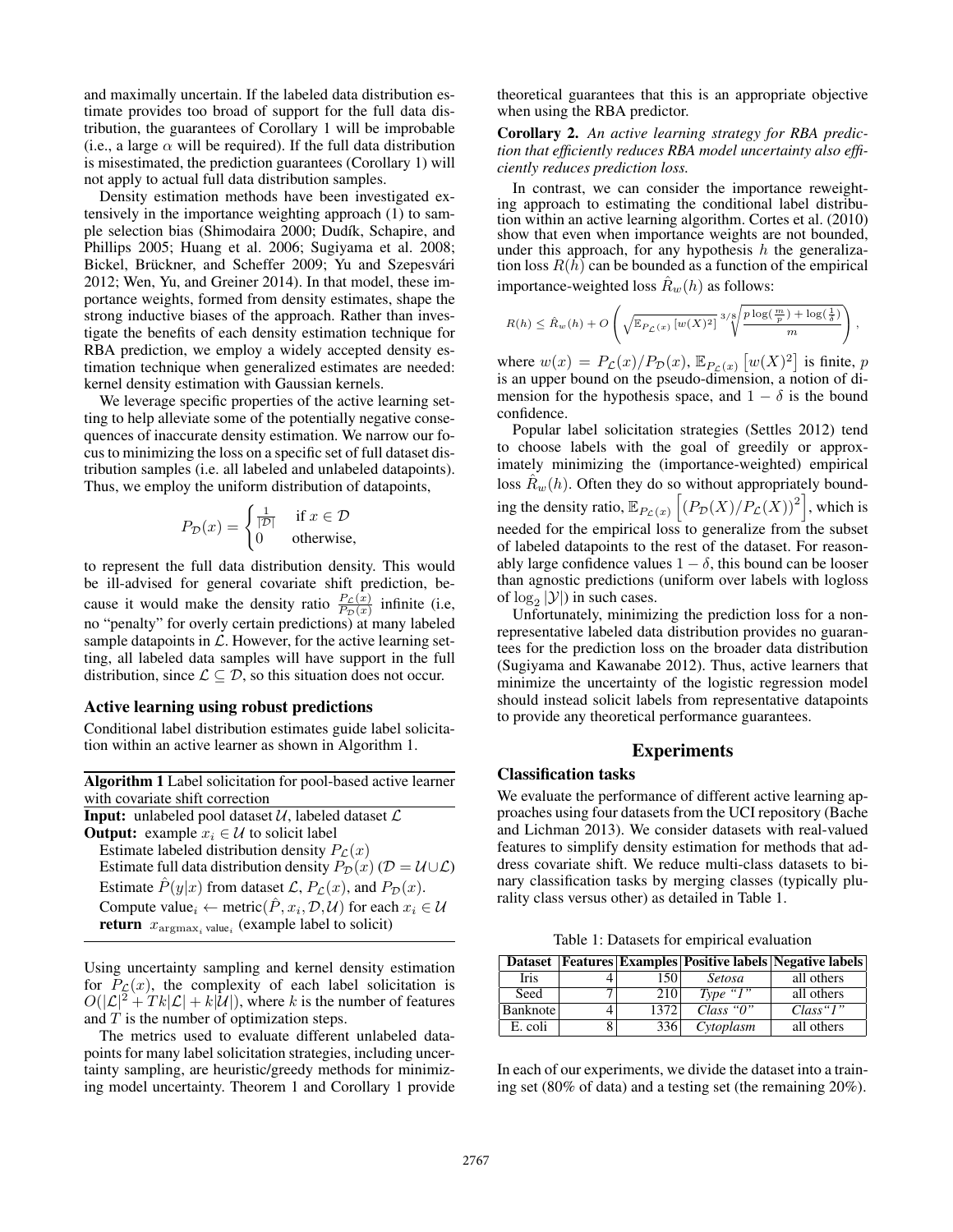and maximally uncertain. If the labeled data distribution estimate provides too broad of support for the full data distribution, the guarantees of Corollary 1 will be improbable (i.e., a large $\alpha$ will be required). If the full data distribution is misestimated, the prediction guarantees (Corollary 1) will not apply to actual full data distribution samples.

Density estimation methods have been investigated extensively in the importance weighting approach (1) to sample selection bias (Shimodaira 2000; Dudík, Schapire, and Phillips 2005; Huang et al. 2006; Sugiyama et al. 2008; Bickel, Brückner, and Scheffer 2009; Yu and Szepesvári 2012; Wen, Yu, and Greiner 2014). In that model, these importance weights, formed from density estimates, shape the strong inductive biases of the approach. Rather than investigate the benefits of each density estimation technique for RBA prediction, we employ a widely accepted density estimation technique when generalized estimates are needed: kernel density estimation with Gaussian kernels.

We leverage specific properties of the active learning setting to help alleviate some of the potentially negative consequences of inaccurate density estimation. We narrow our focus to minimizing the loss on a specific set of full dataset distribution samples (i.e. all labeled and unlabeled datapoints). Thus, we employ the uniform distribution of datapoints,

$$P_{\mathcal{D}}(x) = \begin{cases} \frac{1}{|\mathcal{D}|} & \text{if } x \in \mathcal{D} \\ 0 & \text{otherwise,} \end{cases}$$

to represent the full data distribution density. This would be ill-advised for general covariate shift prediction, because it would make the density ratio $\frac{P_{\mathcal{L}}(x)}{P_{\mathcal{D}}(x)}$ infinite (i.e, no "penalty" for overly certain predictions) at many labeled sample datapoints in $\mathcal{L}$. However, for the active learning setting, all labeled data samples will have support in the full distribution, since $\mathcal{L} \subseteq \mathcal{D}$, so this situation does not occur.

### Active learning using robust predictions

Conditional label distribution estimates guide label solicitation within an active learner as shown in Algorithm 1.

**Algorithm 1** Label solicitation for pool-based active learner with covariate shift correction

**Input:** unlabeled pool dataset $\mathcal{U}$, labeled dataset $\mathcal{L}$
**Output:** example $x_i \in \mathcal{U}$ to solicit label
Estimate labeled distribution density $P_{\mathcal{L}}(x)$
Estimate full data distribution density $P_{\mathcal{D}}(x)$ ($\mathcal{D} = \mathcal{U} \cup \mathcal{L}$)
Estimate $\hat{P}(y|x)$ from dataset $\mathcal{L}$, $P_{\mathcal{L}}(x)$, and $P_{\mathcal{D}}(x)$.
Compute value$_i \leftarrow$ metric($\hat{P}, x_i, \mathcal{D}, \mathcal{U}$) for each $x_i \in \mathcal{U}$
**return** $x_{\text{argmax}_i \text{ value}_i}$ (example label to solicit)

Using uncertainty sampling and kernel density estimation for $P_{\mathcal{L}}(x)$, the complexity of each label solicitation is $O(|\mathcal{L}|^2 + Tk|\mathcal{L}| + k|\mathcal{U}|)$, where $k$ is the number of features and $T$ is the number of optimization steps.

The metrics used to evaluate different unlabeled datapoints for many label solicitation strategies, including uncertainty sampling, are heuristic/greedy methods for minimizing model uncertainty. Theorem 1 and Corollary 1 provide theoretical guarantees that this is an appropriate objective when using the RBA predictor.

**Corollary 2.** *An active learning strategy for RBA prediction that efficiently reduces RBA model uncertainty also efficiently reduces prediction loss.*

In contrast, we can consider the importance reweighting approach to estimating the conditional label distribution within an active learning algorithm. Cortes et al. (2010) show that even when importance weights are not bounded, under this approach, for any hypothesis $h$ the generalization loss $R(h)$ can be bounded as a function of the empirical importance-weighted loss $\hat{R}_w(h)$ as follows:

$$R(h) \leq \hat{R}_w(h) + O\left(\sqrt{\mathbb{E}_{P_{\mathcal{L}}(x)}\left[w(X)^2\right]}\ {}^{3/8}\sqrt{\frac{p\log(\frac{m}{p}) + \log(\frac{1}{\delta})}{m}}\right),$$

where $w(x) = P_{\mathcal{L}}(x)/P_{\mathcal{D}}(x)$, $\mathbb{E}_{P_{\mathcal{L}}(x)}\left[w(X)^2\right]$ is finite, $p$ is an upper bound on the pseudo-dimension, a notion of dimension for the hypothesis space, and $1-\delta$ is the bound confidence.

Popular label solicitation strategies (Settles 2012) tend to choose labels with the goal of greedily or approximately minimizing the (importance-weighted) empirical loss $\hat{R}_w(h)$. Often they do so without appropriately bounding the density ratio, $\mathbb{E}_{P_{\mathcal{L}}(x)}\left[\left(P_{\mathcal{D}}(X)/P_{\mathcal{L}}(X)\right)^2\right]$, which is needed for the empirical loss to generalize from the subset of labeled datapoints to the rest of the dataset. For reasonably large confidence values $1-\delta$, this bound can be looser than agnostic predictions (uniform over labels with logloss of $\log_2|\mathcal{Y}|$) in such cases.

Unfortunately, minimizing the prediction loss for a non-representative labeled data distribution provides no guarantees for the prediction loss on the broader data distribution (Sugiyama and Kawanabe 2012). Thus, active learners that minimize the uncertainty of the logistic regression model should instead solicit labels from representative datapoints to provide any theoretical performance guarantees.

## Experiments

### Classification tasks

We evaluate the performance of different active learning approaches using four datasets from the UCI repository (Bache and Lichman 2013). We consider datasets with real-valued features to simplify density estimation for methods that address covariate shift. We reduce multi-class datasets to binary classification tasks by merging classes (typically plurality class versus other) as detailed in Table 1.

Table 1: Datasets for empirical evaluation

| Dataset | Features | Examples | Positive labels | Negative labels |
|---|---|---|---|---|
| Iris | 4 | 150 | *Setosa* | all others |
| Seed | 7 | 210 | *Type "1"* | all others |
| Banknote | 4 | 1372 | *Class "0"* | *Class"1"* |
| E. coli | 8 | 336 | *Cytoplasm* | all others |

In each of our experiments, we divide the dataset into a training set (80% of data) and a testing set (the remaining 20%).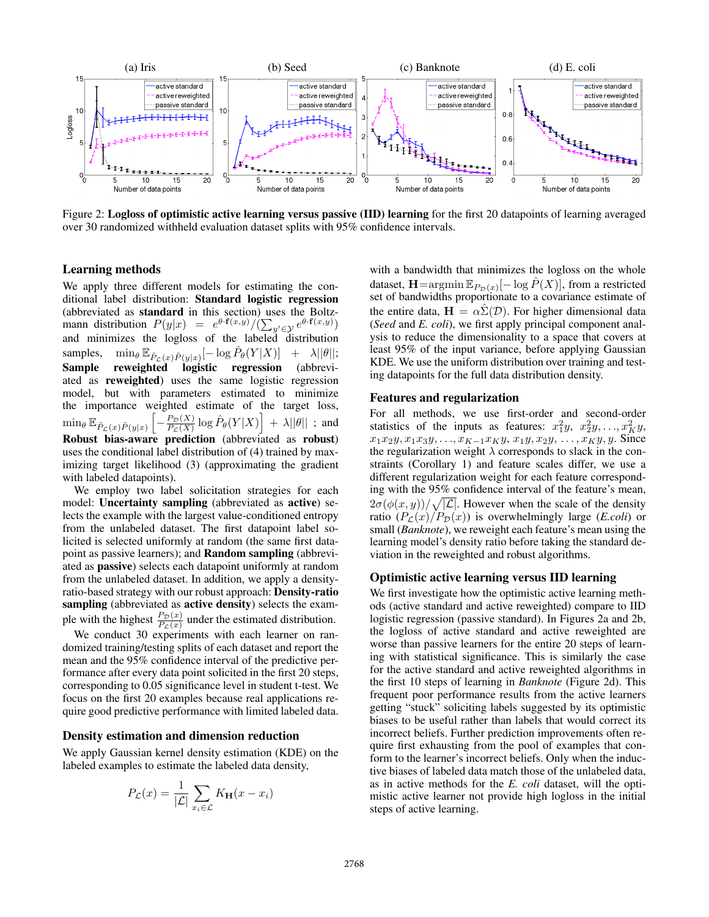Figure 2: **Logloss of optimistic active learning versus passive (IID) learning** for the first 20 datapoints of learning averaged over 30 randomized withheld evaluation dataset splits with 95% confidence intervals.

## Learning methods

We apply three different models for estimating the conditional label distribution: **Standard logistic regression** (abbreviated as **standard** in this section) uses the Boltzmann distribution $P(y|x) = e^{\theta \cdot \mathbf{f}(x,y)} / (\sum_{y' \in \mathcal{Y}} e^{\theta \cdot \mathbf{f}(x,y)})$ and minimizes the logloss of the labeled distribution samples, $\min_\theta \mathbb{E}_{\tilde{P}_{\mathcal{L}}(x)\tilde{P}(y|x)}[-\log \hat{P}_\theta(Y|X)] + \lambda ||\theta||$; **Sample reweighted logistic regression** (abbreviated as **reweighted**) uses the same logistic regression model, but with parameters estimated to minimize the importance weighted estimate of the target loss, $\min_\theta \mathbb{E}_{\tilde{P}_{\mathcal{L}}(x)\tilde{P}(y|x)}\left[-\frac{P_{\mathcal{D}}(X)}{P_{\mathcal{L}}(X)} \log \hat{P}_\theta(Y|X)\right] + \lambda ||\theta||$ ; and **Robust bias-aware prediction** (abbreviated as **robust**) uses the conditional label distribution of (4) trained by maximizing target likelihood (3) (approximating the gradient with labeled datapoints).

We employ two label solicitation strategies for each model: **Uncertainty sampling** (abbreviated as **active**) selects the example with the largest value-conditioned entropy from the unlabeled dataset. The first datapoint label solicited is selected uniformly at random (the same first datapoint as passive learners); and **Random sampling** (abbreviated as **passive**) selects each datapoint uniformly at random from the unlabeled dataset. In addition, we apply a density-ratio-based strategy with our robust approach: **Density-ratio sampling** (abbreviated as **active density**) selects the example with the highest $\frac{P_{\mathcal{D}}(x)}{P_{\mathcal{L}}(x)}$ under the estimated distribution.

We conduct 30 experiments with each learner on randomized training/testing splits of each dataset and report the mean and the 95% confidence interval of the predictive performance after every data point solicited in the first 20 steps, corresponding to 0.05 significance level in student t-test. We focus on the first 20 examples because real applications require good predictive performance with limited labeled data.

## Density estimation and dimension reduction

We apply Gaussian kernel density estimation (KDE) on the labeled examples to estimate the labeled data density,

$$P_{\mathcal{L}}(x) = \frac{1}{|\mathcal{L}|} \sum_{x_i \in \mathcal{L}} K_{\mathbf{H}}(x - x_i)$$

with a bandwidth that minimizes the logloss on the whole dataset, $\mathbf{H}{=}\text{argmin}\, \mathbb{E}_{P_{\mathcal{D}}(x)}[-\log \hat{P}(X)]$, from a restricted set of bandwidths proportionate to a covariance estimate of the entire data, $\mathbf{H} = \alpha \hat{\Sigma}(\mathcal{D})$. For higher dimensional data (*Seed* and *E. coli*), we first apply principal component analysis to reduce the dimensionality to a space that covers at least 95% of the input variance, before applying Gaussian KDE. We use the uniform distribution over training and testing datapoints for the full data distribution density.

## Features and regularization

For all methods, we use first-order and second-order statistics of the inputs as features: $x_1^2 y$, $x_2^2 y, \ldots, x_K^2 y$, $x_1 x_2 y, x_1 x_3 y, \ldots, x_{K-1} x_K y$, $x_1 y, x_2 y, \ldots, x_K y, y$. Since the regularization weight $\lambda$ corresponds to slack in the constraints (Corollary 1) and feature scales differ, we use a different regularization weight for each feature corresponding with the 95% confidence interval of the feature's mean, $2\sigma(\phi(x,y))/\sqrt{|\mathcal{L}|}$. However when the scale of the density ratio $(P_{\mathcal{L}}(x)/P_{\mathcal{D}}(x))$ is overwhelmingly large (*E.coli*) or small (*Banknote*), we reweight each feature's mean using the learning model's density ratio before taking the standard deviation in the reweighted and robust algorithms.

## Optimistic active learning versus IID learning

We first investigate how the optimistic active learning methods (active standard and active reweighted) compare to IID logistic regression (passive standard). In Figures 2a and 2b, the logloss of active standard and active reweighted are worse than passive learners for the entire 20 steps of learning with statistical significance. This is similarly the case for the active standard and active reweighted algorithms in the first 10 steps of learning in *Banknote* (Figure 2d). This frequent poor performance results from the active learners getting "stuck" soliciting labels suggested by its optimistic biases to be useful rather than labels that would correct its incorrect beliefs. Further prediction improvements often require first exhausting from the pool of examples that conform to the learner's incorrect beliefs. Only when the inductive biases of labeled data match those of the unlabeled data, as in active methods for the *E. coli* dataset, will the optimistic active learner not provide high logloss in the initial steps of active learning.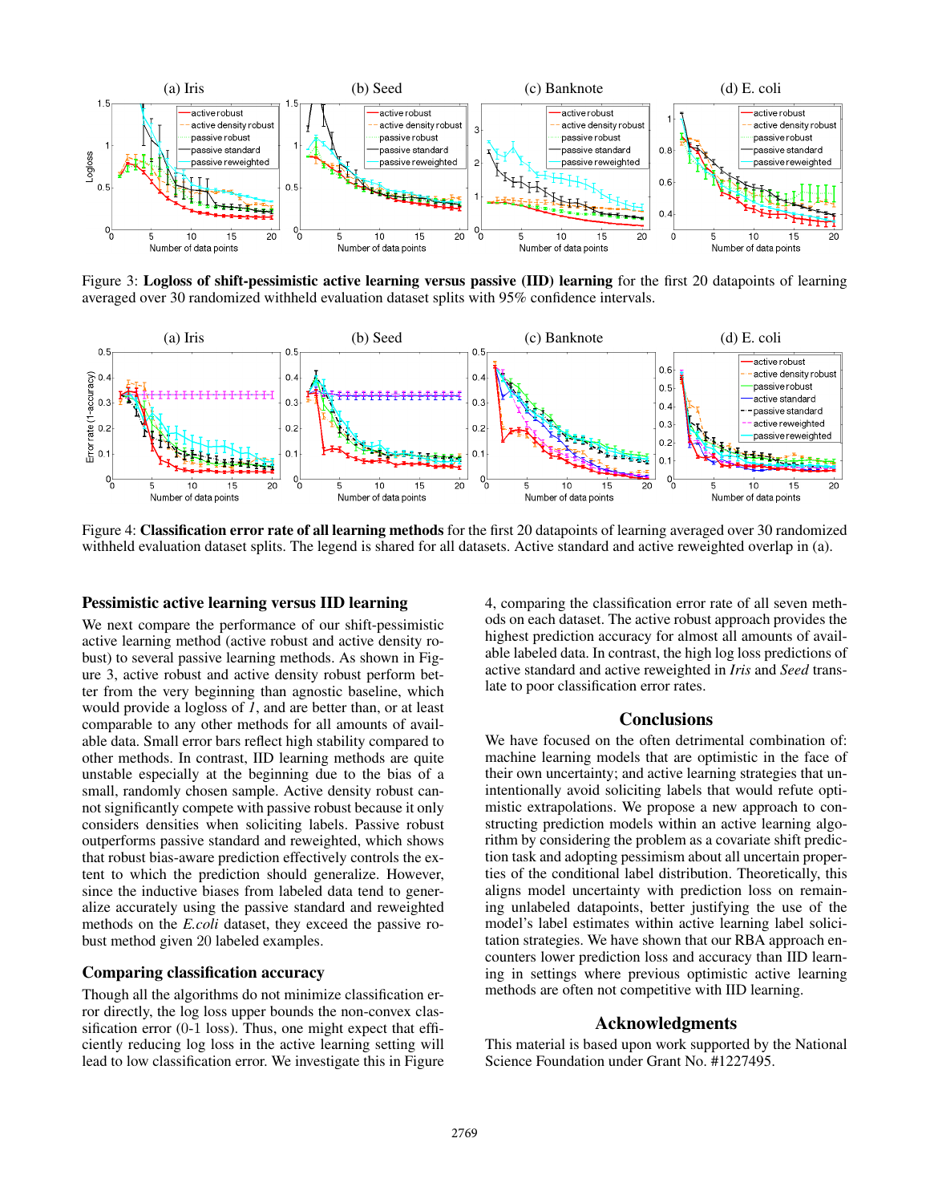Figure 3: **Logloss of shift-pessimistic active learning versus passive (IID) learning** for the first 20 datapoints of learning averaged over 30 randomized withheld evaluation dataset splits with 95% confidence intervals.

Figure 4: **Classification error rate of all learning methods** for the first 20 datapoints of learning averaged over 30 randomized withheld evaluation dataset splits. The legend is shared for all datasets. Active standard and active reweighted overlap in (a).

### Pessimistic active learning versus IID learning

We next compare the performance of our shift-pessimistic active learning method (active robust and active density robust) to several passive learning methods. As shown in Figure 3, active robust and active density robust perform better from the very beginning than agnostic baseline, which would provide a logloss of *1*, and are better than, or at least comparable to any other methods for all amounts of available data. Small error bars reflect high stability compared to other methods. In contrast, IID learning methods are quite unstable especially at the beginning due to the bias of a small, randomly chosen sample. Active density robust cannot significantly compete with passive robust because it only considers densities when soliciting labels. Passive robust outperforms passive standard and reweighted, which shows that robust bias-aware prediction effectively controls the extent to which the prediction should generalize. However, since the inductive biases from labeled data tend to generalize accurately using the passive standard and reweighted methods on the *E.coli* dataset, they exceed the passive robust method given 20 labeled examples.

### Comparing classification accuracy

Though all the algorithms do not minimize classification error directly, the log loss upper bounds the non-convex classification error (0-1 loss). Thus, one might expect that efficiently reducing log loss in the active learning setting will lead to low classification error. We investigate this in Figure 4, comparing the classification error rate of all seven methods on each dataset. The active robust approach provides the highest prediction accuracy for almost all amounts of available labeled data. In contrast, the high log loss predictions of active standard and active reweighted in *Iris* and *Seed* translate to poor classification error rates.

## Conclusions

We have focused on the often detrimental combination of: machine learning models that are optimistic in the face of their own uncertainty; and active learning strategies that unintentionally avoid soliciting labels that would refute optimistic extrapolations. We propose a new approach to constructing prediction models within an active learning algorithm by considering the problem as a covariate shift prediction task and adopting pessimism about all uncertain properties of the conditional label distribution. Theoretically, this aligns model uncertainty with prediction loss on remaining unlabeled datapoints, better justifying the use of the model's label estimates within active learning label solicitation strategies. We have shown that our RBA approach encounters lower prediction loss and accuracy than IID learning in settings where previous optimistic active learning methods are often not competitive with IID learning.

## Acknowledgments

This material is based upon work supported by the National Science Foundation under Grant No. #1227495.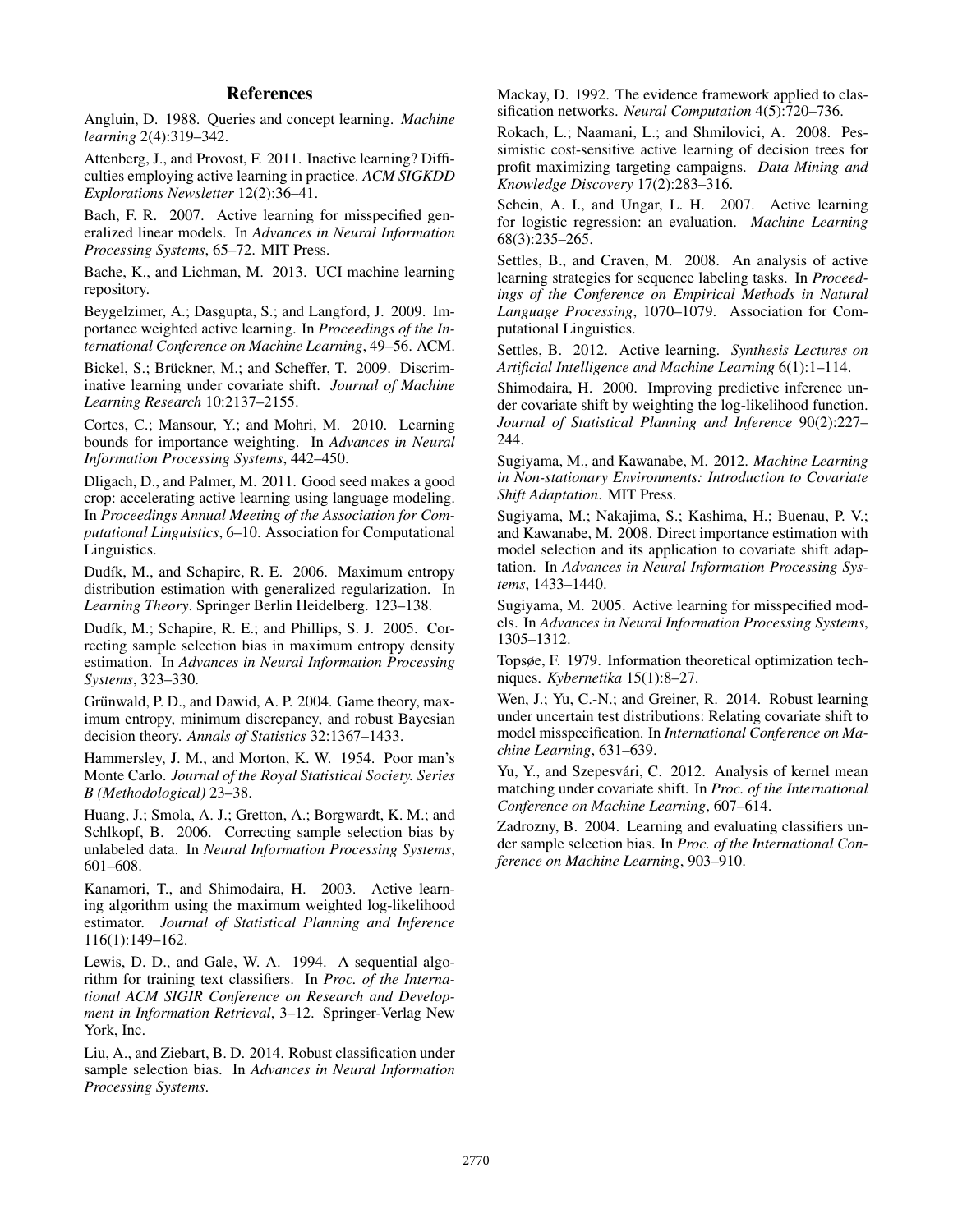## References

Angluin, D. 1988. Queries and concept learning. *Machine learning* 2(4):319–342.

Attenberg, J., and Provost, F. 2011. Inactive learning? Difficulties employing active learning in practice. *ACM SIGKDD Explorations Newsletter* 12(2):36–41.

Bach, F. R. 2007. Active learning for misspecified generalized linear models. In *Advances in Neural Information Processing Systems*, 65–72. MIT Press.

Bache, K., and Lichman, M. 2013. UCI machine learning repository.

Beygelzimer, A.; Dasgupta, S.; and Langford, J. 2009. Importance weighted active learning. In *Proceedings of the International Conference on Machine Learning*, 49–56. ACM.

Bickel, S.; Brückner, M.; and Scheffer, T. 2009. Discriminative learning under covariate shift. *Journal of Machine Learning Research* 10:2137–2155.

Cortes, C.; Mansour, Y.; and Mohri, M. 2010. Learning bounds for importance weighting. In *Advances in Neural Information Processing Systems*, 442–450.

Dligach, D., and Palmer, M. 2011. Good seed makes a good crop: accelerating active learning using language modeling. In *Proceedings Annual Meeting of the Association for Computational Linguistics*, 6–10. Association for Computational Linguistics.

Dudík, M., and Schapire, R. E. 2006. Maximum entropy distribution estimation with generalized regularization. In *Learning Theory*. Springer Berlin Heidelberg. 123–138.

Dudík, M.; Schapire, R. E.; and Phillips, S. J. 2005. Correcting sample selection bias in maximum entropy density estimation. In *Advances in Neural Information Processing Systems*, 323–330.

Grünwald, P. D., and Dawid, A. P. 2004. Game theory, maximum entropy, minimum discrepancy, and robust Bayesian decision theory. *Annals of Statistics* 32:1367–1433.

Hammersley, J. M., and Morton, K. W. 1954. Poor man's Monte Carlo. *Journal of the Royal Statistical Society. Series B (Methodological)* 23–38.

Huang, J.; Smola, A. J.; Gretton, A.; Borgwardt, K. M.; and Schlkopf, B. 2006. Correcting sample selection bias by unlabeled data. In *Neural Information Processing Systems*, 601–608.

Kanamori, T., and Shimodaira, H. 2003. Active learning algorithm using the maximum weighted log-likelihood estimator. *Journal of Statistical Planning and Inference* 116(1):149–162.

Lewis, D. D., and Gale, W. A. 1994. A sequential algorithm for training text classifiers. In *Proc. of the International ACM SIGIR Conference on Research and Development in Information Retrieval*, 3–12. Springer-Verlag New York, Inc.

Liu, A., and Ziebart, B. D. 2014. Robust classification under sample selection bias. In *Advances in Neural Information Processing Systems*.

Mackay, D. 1992. The evidence framework applied to classification networks. *Neural Computation* 4(5):720–736.

Rokach, L.; Naamani, L.; and Shmilovici, A. 2008. Pessimistic cost-sensitive active learning of decision trees for profit maximizing targeting campaigns. *Data Mining and Knowledge Discovery* 17(2):283–316.

Schein, A. I., and Ungar, L. H. 2007. Active learning for logistic regression: an evaluation. *Machine Learning* 68(3):235–265.

Settles, B., and Craven, M. 2008. An analysis of active learning strategies for sequence labeling tasks. In *Proceedings of the Conference on Empirical Methods in Natural Language Processing*, 1070–1079. Association for Computational Linguistics.

Settles, B. 2012. Active learning. *Synthesis Lectures on Artificial Intelligence and Machine Learning* 6(1):1–114.

Shimodaira, H. 2000. Improving predictive inference under covariate shift by weighting the log-likelihood function. *Journal of Statistical Planning and Inference* 90(2):227–244.

Sugiyama, M., and Kawanabe, M. 2012. *Machine Learning in Non-stationary Environments: Introduction to Covariate Shift Adaptation*. MIT Press.

Sugiyama, M.; Nakajima, S.; Kashima, H.; Buenau, P. V.; and Kawanabe, M. 2008. Direct importance estimation with model selection and its application to covariate shift adaptation. In *Advances in Neural Information Processing Systems*, 1433–1440.

Sugiyama, M. 2005. Active learning for misspecified models. In *Advances in Neural Information Processing Systems*, 1305–1312.

Topsøe, F. 1979. Information theoretical optimization techniques. *Kybernetika* 15(1):8–27.

Wen, J.; Yu, C.-N.; and Greiner, R. 2014. Robust learning under uncertain test distributions: Relating covariate shift to model misspecification. In *International Conference on Machine Learning*, 631–639.

Yu, Y., and Szepesvári, C. 2012. Analysis of kernel mean matching under covariate shift. In *Proc. of the International Conference on Machine Learning*, 607–614.

Zadrozny, B. 2004. Learning and evaluating classifiers under sample selection bias. In *Proc. of the International Conference on Machine Learning*, 903–910.